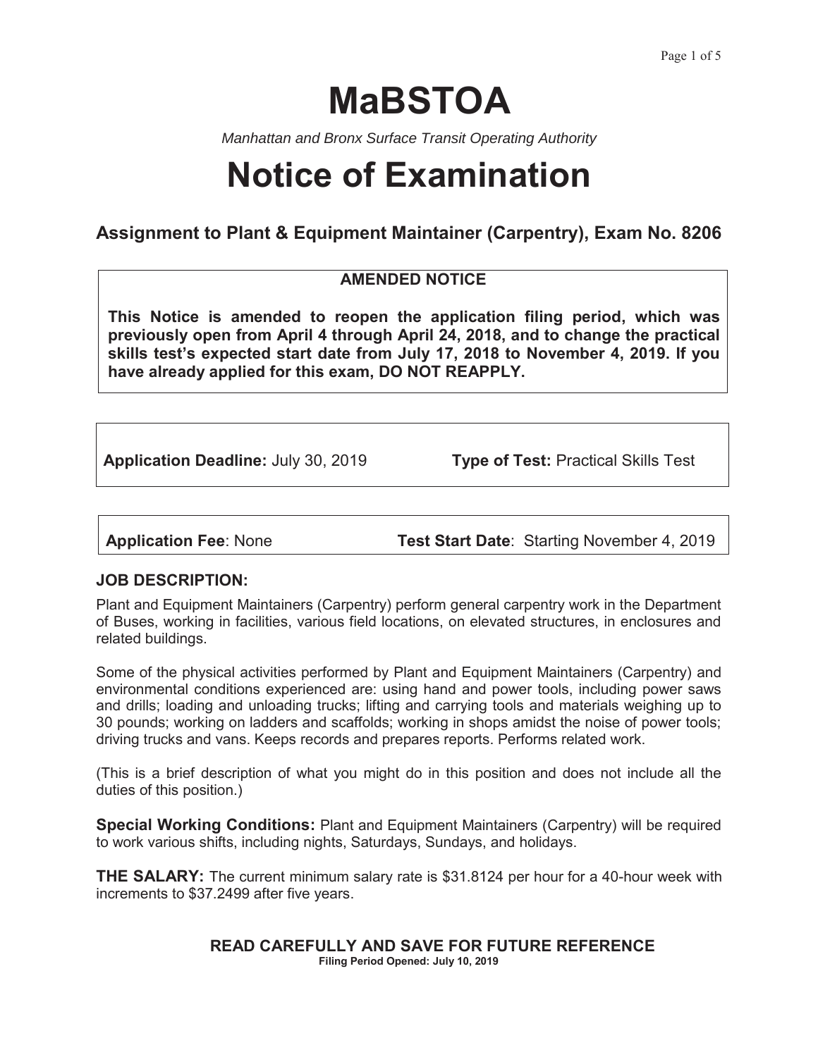# MaBSTOA

*Manhattan and Bronx Surface Transit Operating Authority*

# Notice of Examination

## Assignment to Plant & Equipment Maintainer (Carpentry), Exam No. 8206

**AMENDED NOTICE**

**This Notice is amended to reopen the application filing period, which was previously open from April 4 through April 24, 2018, and to change the practical skills test's expected start date from July 17, 2018 to November 4, 2019. If you have already applied for this exam, DO NOT REAPPLY.**

**Application Deadline:** July 30, 2019 **Type of Test:** Practical Skills Test

**Application Fee**: None **Test Start Date**: Starting November 4, 2019

### JOB DESCRIPTION:

Plant and Equipment Maintainers (Carpentry) perform general carpentry work in the Department of Buses, working in facilities, various field locations, on elevated structures, in enclosures and related buildings.

Some of the physical activities performed by Plant and Equipment Maintainers (Carpentry) and environmental conditions experienced are: using hand and power tools, including power saws and drills; loading and unloading trucks; lifting and carrying tools and materials weighing up to 30 pounds; working on ladders and scaffolds; working in shops amidst the noise of power tools; driving trucks and vans. Keeps records and prepares reports. Performs related work.

(This is a brief description of what you might do in this position and does not include all the duties of this position.)

**Special Working Conditions:** Plant and Equipment Maintainers (Carpentry) will be required to work various shifts, including nights, Saturdays, Sundays, and holidays.

**THE SALARY:** The current minimum salary rate is $31.8124 per hour for a 40-hour week with increments to $37.2499 after five years.

**READ CAREFULLY AND SAVE FOR FUTURE REFERENCE**

**Filing Period Opened: July 10, 2019**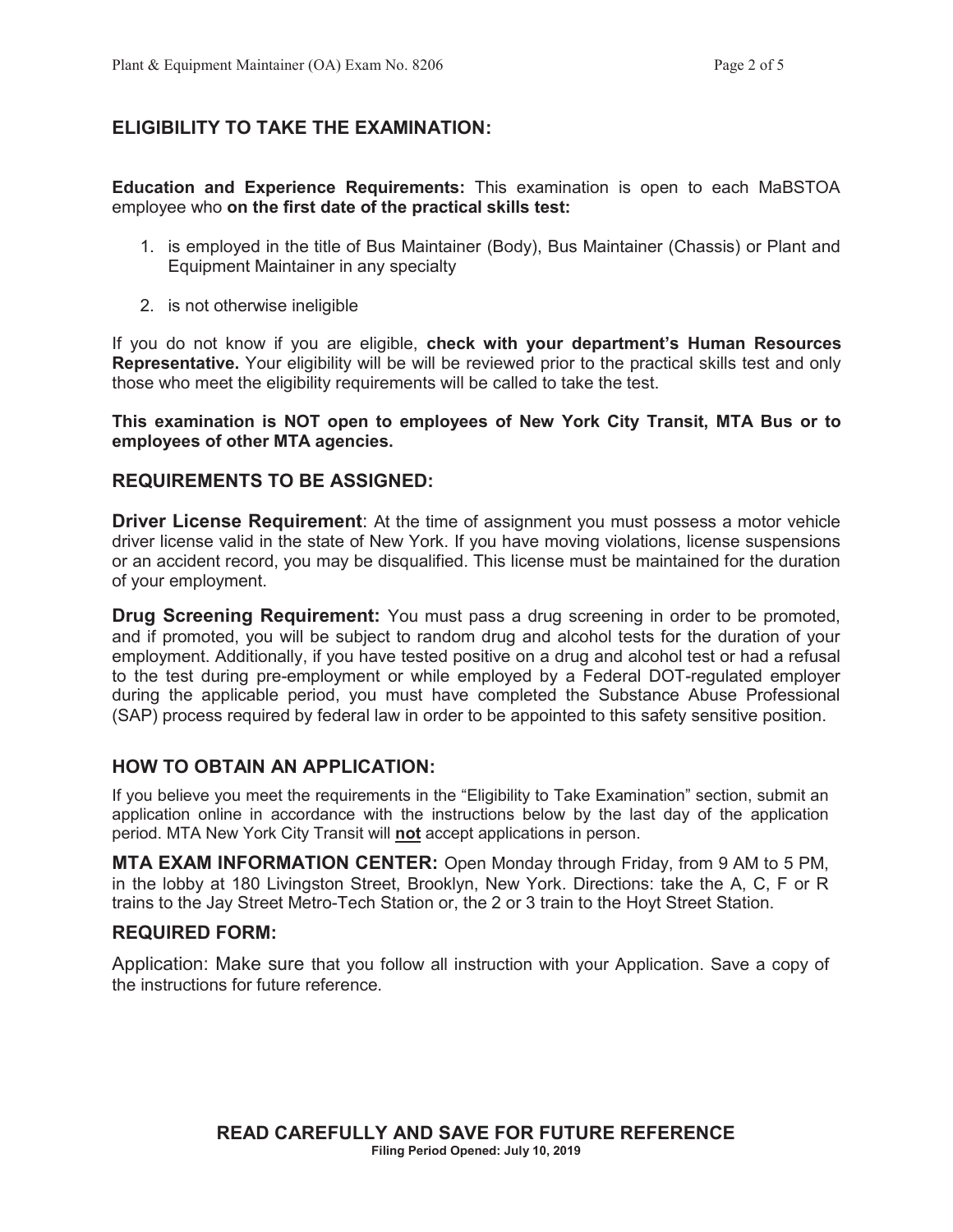## ELIGIBILITY TO TAKE THE EXAMINATION:

**Education and Experience Requirements:** This examination is open to each MaBSTOA employee who **on the first date of the practical skills test:**

1. is employed in the title of Bus Maintainer (Body), Bus Maintainer (Chassis) or Plant and Equipment Maintainer in any specialty
2. is not otherwise ineligible

If you do not know if you are eligible, **check with your department's Human Resources Representative.** Your eligibility will be will be reviewed prior to the practical skills test and only those who meet the eligibility requirements will be called to take the test.

**This examination is NOT open to employees of New York City Transit, MTA Bus or to employees of other MTA agencies.**

## REQUIREMENTS TO BE ASSIGNED:

**Driver License Requirement**: At the time of assignment you must possess a motor vehicle driver license valid in the state of New York. If you have moving violations, license suspensions or an accident record, you may be disqualified. This license must be maintained for the duration of your employment.

**Drug Screening Requirement:** You must pass a drug screening in order to be promoted, and if promoted, you will be subject to random drug and alcohol tests for the duration of your employment. Additionally, if you have tested positive on a drug and alcohol test or had a refusal to the test during pre-employment or while employed by a Federal DOT-regulated employer during the applicable period, you must have completed the Substance Abuse Professional (SAP) process required by federal law in order to be appointed to this safety sensitive position.

## HOW TO OBTAIN AN APPLICATION:

If you believe you meet the requirements in the "Eligibility to Take Examination" section, submit an application online in accordance with the instructions below by the last day of the application period. MTA New York City Transit will **not** accept applications in person.

**MTA EXAM INFORMATION CENTER:** Open Monday through Friday, from 9 AM to 5 PM, in the lobby at 180 Livingston Street, Brooklyn, New York. Directions: take the A, C, F or R trains to the Jay Street Metro-Tech Station or, the 2 or 3 train to the Hoyt Street Station.

## REQUIRED FORM:

Application: Make sure that you follow all instruction with your Application. Save a copy of the instructions for future reference.

**READ CAREFULLY AND SAVE FOR FUTURE REFERENCE**
**Filing Period Opened: July 10, 2019**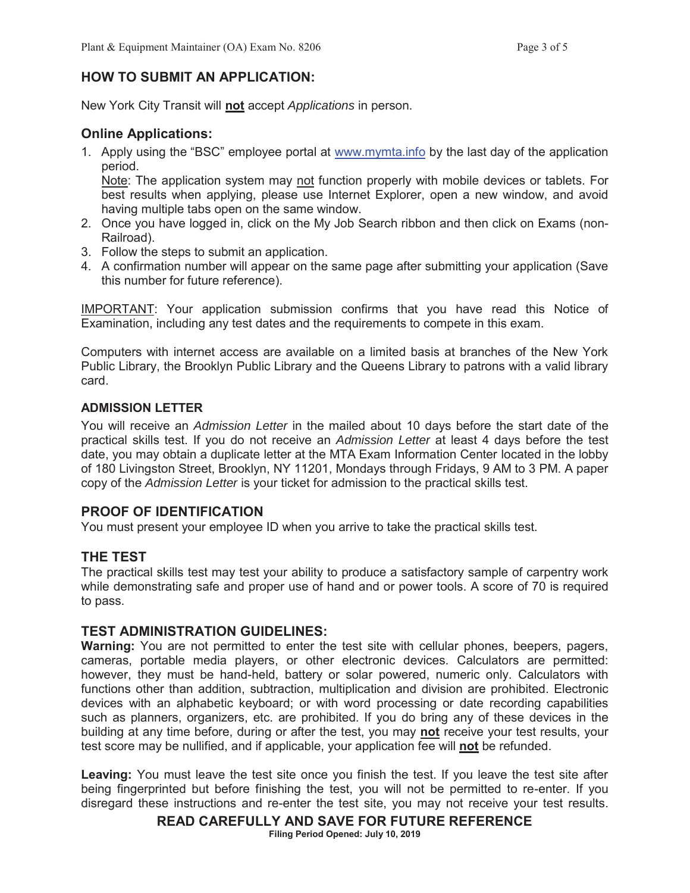## HOW TO SUBMIT AN APPLICATION:

New York City Transit will **not** accept *Applications* in person.

### Online Applications:

1. Apply using the "BSC" employee portal at www.mymta.info by the last day of the application period.
   Note: The application system may not function properly with mobile devices or tablets. For best results when applying, please use Internet Explorer, open a new window, and avoid having multiple tabs open on the same window.
2. Once you have logged in, click on the My Job Search ribbon and then click on Exams (non-Railroad).
3. Follow the steps to submit an application.
4. A confirmation number will appear on the same page after submitting your application (Save this number for future reference).

IMPORTANT: Your application submission confirms that you have read this Notice of Examination, including any test dates and the requirements to compete in this exam.

Computers with internet access are available on a limited basis at branches of the New York Public Library, the Brooklyn Public Library and the Queens Library to patrons with a valid library card.

#### ADMISSION LETTER

You will receive an *Admission Letter* in the mailed about 10 days before the start date of the practical skills test. If you do not receive an *Admission Letter* at least 4 days before the test date, you may obtain a duplicate letter at the MTA Exam Information Center located in the lobby of 180 Livingston Street, Brooklyn, NY 11201, Mondays through Fridays, 9 AM to 3 PM. A paper copy of the *Admission Letter* is your ticket for admission to the practical skills test.

### PROOF OF IDENTIFICATION

You must present your employee ID when you arrive to take the practical skills test.

### THE TEST

The practical skills test may test your ability to produce a satisfactory sample of carpentry work while demonstrating safe and proper use of hand and or power tools. A score of 70 is required to pass.

### TEST ADMINISTRATION GUIDELINES:

**Warning:** You are not permitted to enter the test site with cellular phones, beepers, pagers, cameras, portable media players, or other electronic devices. Calculators are permitted: however, they must be hand-held, battery or solar powered, numeric only. Calculators with functions other than addition, subtraction, multiplication and division are prohibited. Electronic devices with an alphabetic keyboard; or with word processing or date recording capabilities such as planners, organizers, etc. are prohibited. If you do bring any of these devices in the building at any time before, during or after the test, you may **not** receive your test results, your test score may be nullified, and if applicable, your application fee will **not** be refunded.

**Leaving:** You must leave the test site once you finish the test. If you leave the test site after being fingerprinted but before finishing the test, you will not be permitted to re-enter. If you disregard these instructions and re-enter the test site, you may not receive your test results.

**READ CAREFULLY AND SAVE FOR FUTURE REFERENCE**

**Filing Period Opened: July 10, 2019**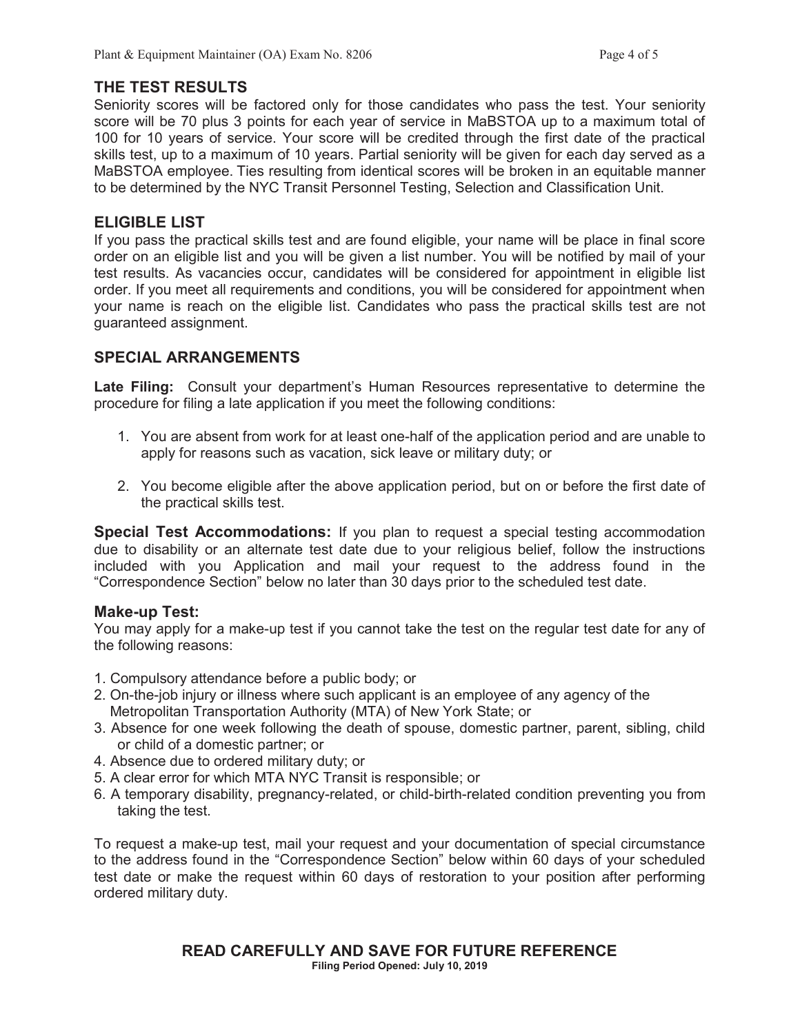## THE TEST RESULTS

Seniority scores will be factored only for those candidates who pass the test. Your seniority score will be 70 plus 3 points for each year of service in MaBSTOA up to a maximum total of 100 for 10 years of service. Your score will be credited through the first date of the practical skills test, up to a maximum of 10 years. Partial seniority will be given for each day served as a MaBSTOA employee. Ties resulting from identical scores will be broken in an equitable manner to be determined by the NYC Transit Personnel Testing, Selection and Classification Unit.

## ELIGIBLE LIST

If you pass the practical skills test and are found eligible, your name will be place in final score order on an eligible list and you will be given a list number. You will be notified by mail of your test results. As vacancies occur, candidates will be considered for appointment in eligible list order. If you meet all requirements and conditions, you will be considered for appointment when your name is reach on the eligible list. Candidates who pass the practical skills test are not guaranteed assignment.

## SPECIAL ARRANGEMENTS

**Late Filing:** Consult your department's Human Resources representative to determine the procedure for filing a late application if you meet the following conditions:

1. You are absent from work for at least one-half of the application period and are unable to apply for reasons such as vacation, sick leave or military duty; or

2. You become eligible after the above application period, but on or before the first date of the practical skills test.

**Special Test Accommodations:** If you plan to request a special testing accommodation due to disability or an alternate test date due to your religious belief, follow the instructions included with you Application and mail your request to the address found in the "Correspondence Section" below no later than 30 days prior to the scheduled test date.

### Make-up Test:

You may apply for a make-up test if you cannot take the test on the regular test date for any of the following reasons:

1. Compulsory attendance before a public body; or
2. On-the-job injury or illness where such applicant is an employee of any agency of the Metropolitan Transportation Authority (MTA) of New York State; or
3. Absence for one week following the death of spouse, domestic partner, parent, sibling, child or child of a domestic partner; or
4. Absence due to ordered military duty; or
5. A clear error for which MTA NYC Transit is responsible; or
6. A temporary disability, pregnancy-related, or child-birth-related condition preventing you from taking the test.

To request a make-up test, mail your request and your documentation of special circumstance to the address found in the "Correspondence Section" below within 60 days of your scheduled test date or make the request within 60 days of restoration to your position after performing ordered military duty.

**READ CAREFULLY AND SAVE FOR FUTURE REFERENCE**

**Filing Period Opened: July 10, 2019**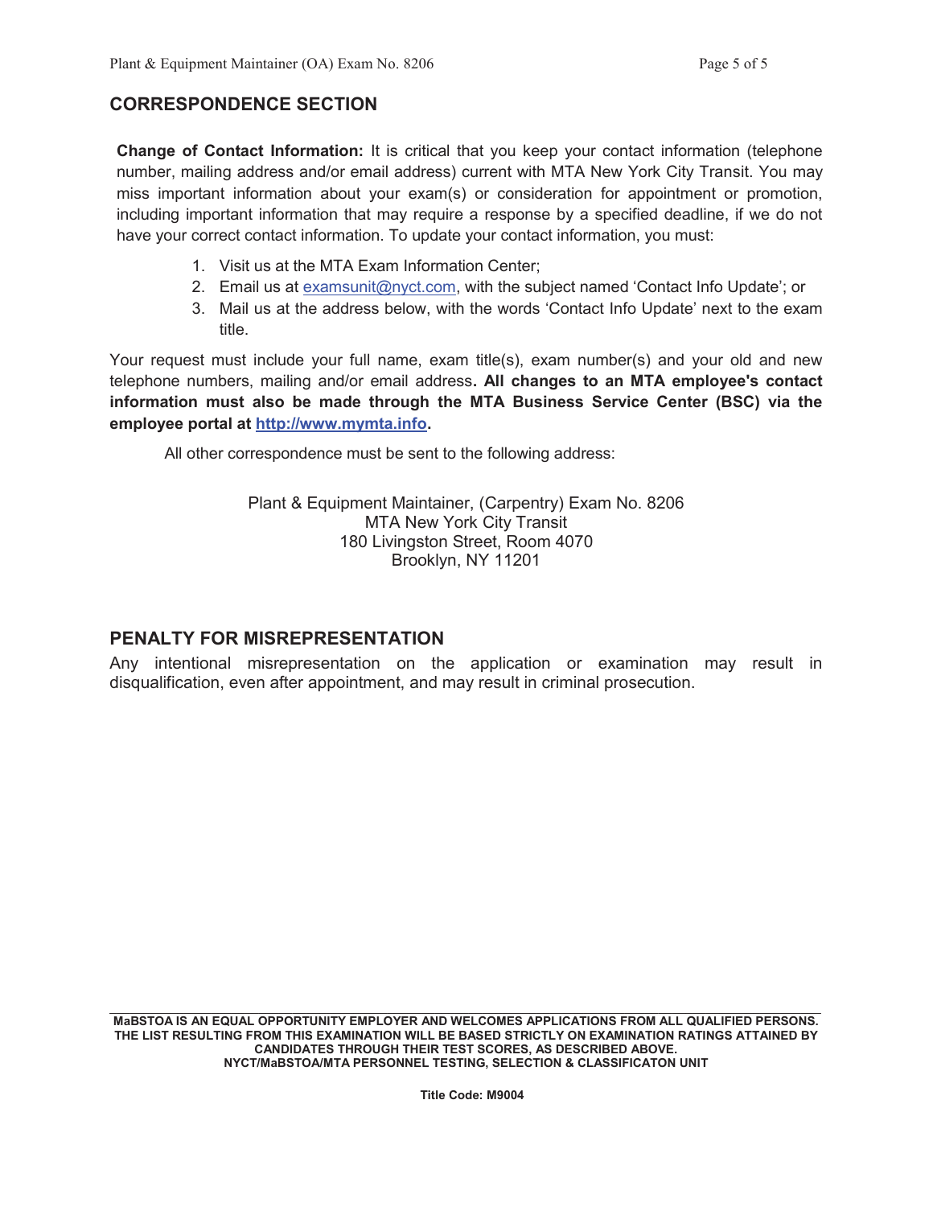## CORRESPONDENCE SECTION

**Change of Contact Information:** It is critical that you keep your contact information (telephone number, mailing address and/or email address) current with MTA New York City Transit. You may miss important information about your exam(s) or consideration for appointment or promotion, including important information that may require a response by a specified deadline, if we do not have your correct contact information. To update your contact information, you must:

1. Visit us at the MTA Exam Information Center;
2. Email us at examsunit@nyct.com, with the subject named 'Contact Info Update'; or
3. Mail us at the address below, with the words 'Contact Info Update' next to the exam title.

Your request must include your full name, exam title(s), exam number(s) and your old and new telephone numbers, mailing and/or email address**. All changes to an MTA employee's contact information must also be made through the MTA Business Service Center (BSC) via the employee portal at http://www.mymta.info.**

All other correspondence must be sent to the following address:

Plant & Equipment Maintainer, (Carpentry) Exam No. 8206
MTA New York City Transit
180 Livingston Street, Room 4070
Brooklyn, NY 11201

## PENALTY FOR MISREPRESENTATION

Any intentional misrepresentation on the application or examination may result in disqualification, even after appointment, and may result in criminal prosecution.

**MaBSTOA IS AN EQUAL OPPORTUNITY EMPLOYER AND WELCOMES APPLICATIONS FROM ALL QUALIFIED PERSONS. THE LIST RESULTING FROM THIS EXAMINATION WILL BE BASED STRICTLY ON EXAMINATION RATINGS ATTAINED BY CANDIDATES THROUGH THEIR TEST SCORES, AS DESCRIBED ABOVE.**
**NYCT/MaBSTOA/MTA PERSONNEL TESTING, SELECTION & CLASSIFICATON UNIT**

**Title Code: M9004**